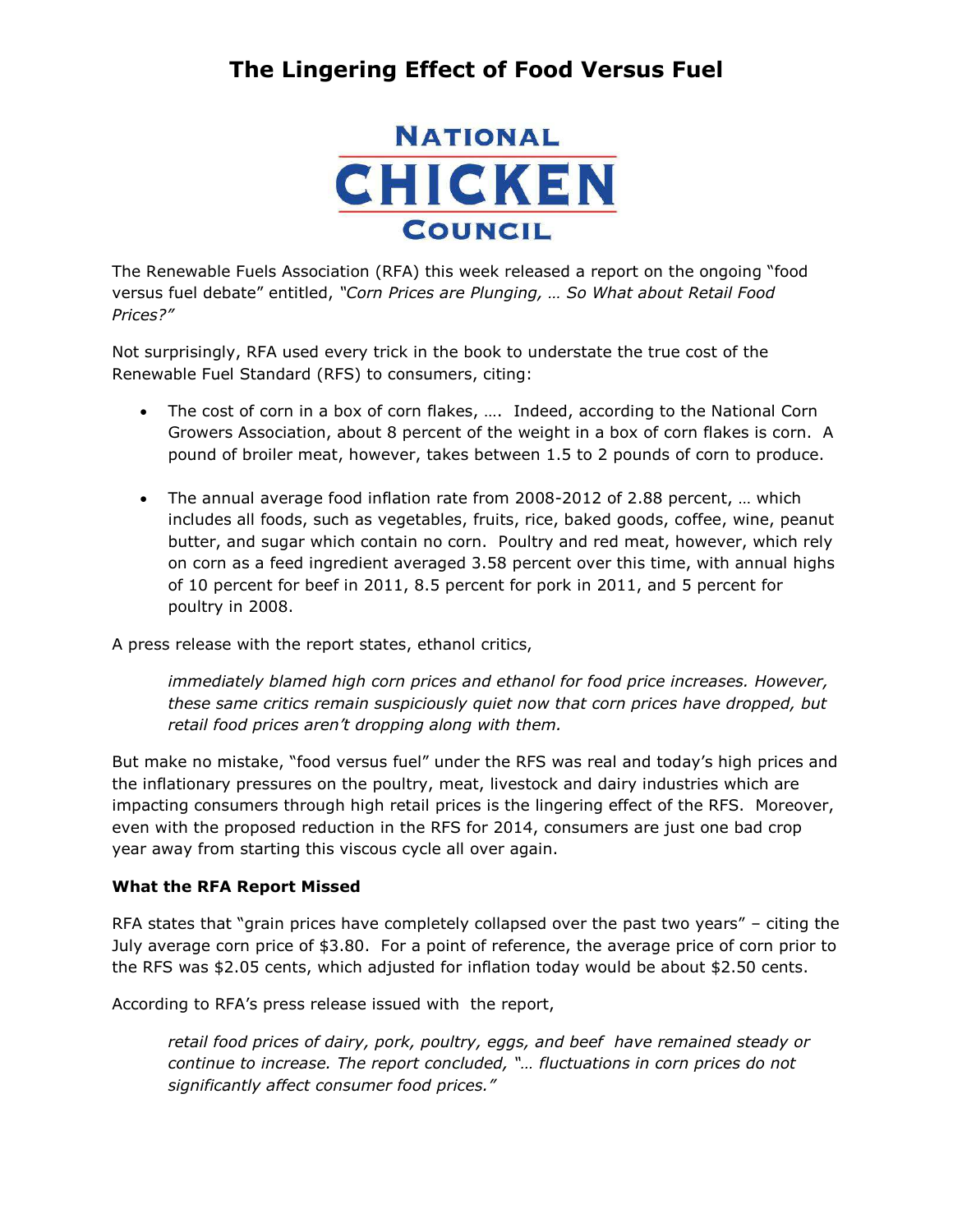# The Lingering Effect of Food Versus Fuel

NATIONAL CHICKEN COUNCIL

The Renewable Fuels Association (RFA) this week released a report on the ongoing "food versus fuel debate" entitled, *"Corn Prices are Plunging, … So What about Retail Food Prices?"*

Not surprisingly, RFA used every trick in the book to understate the true cost of the Renewable Fuel Standard (RFS) to consumers, citing:

- The cost of corn in a box of corn flakes, …. Indeed, according to the National Corn Growers Association, about 8 percent of the weight in a box of corn flakes is corn. A pound of broiler meat, however, takes between 1.5 to 2 pounds of corn to produce.

- The annual average food inflation rate from 2008-2012 of 2.88 percent, … which includes all foods, such as vegetables, fruits, rice, baked goods, coffee, wine, peanut butter, and sugar which contain no corn. Poultry and red meat, however, which rely on corn as a feed ingredient averaged 3.58 percent over this time, with annual highs of 10 percent for beef in 2011, 8.5 percent for pork in 2011, and 5 percent for poultry in 2008.

A press release with the report states, ethanol critics,

> *immediately blamed high corn prices and ethanol for food price increases. However, these same critics remain suspiciously quiet now that corn prices have dropped, but retail food prices aren't dropping along with them.*

But make no mistake, "food versus fuel" under the RFS was real and today's high prices and the inflationary pressures on the poultry, meat, livestock and dairy industries which are impacting consumers through high retail prices is the lingering effect of the RFS. Moreover, even with the proposed reduction in the RFS for 2014, consumers are just one bad crop year away from starting this viscous cycle all over again.

**What the RFA Report Missed**

RFA states that "grain prices have completely collapsed over the past two years" – citing the July average corn price of $3.80. For a point of reference, the average price of corn prior to the RFS was $2.05 cents, which adjusted for inflation today would be about $2.50 cents.

According to RFA's press release issued with the report,

> *retail food prices of dairy, pork, poultry, eggs, and beef have remained steady or continue to increase. The report concluded, "… fluctuations in corn prices do not significantly affect consumer food prices."*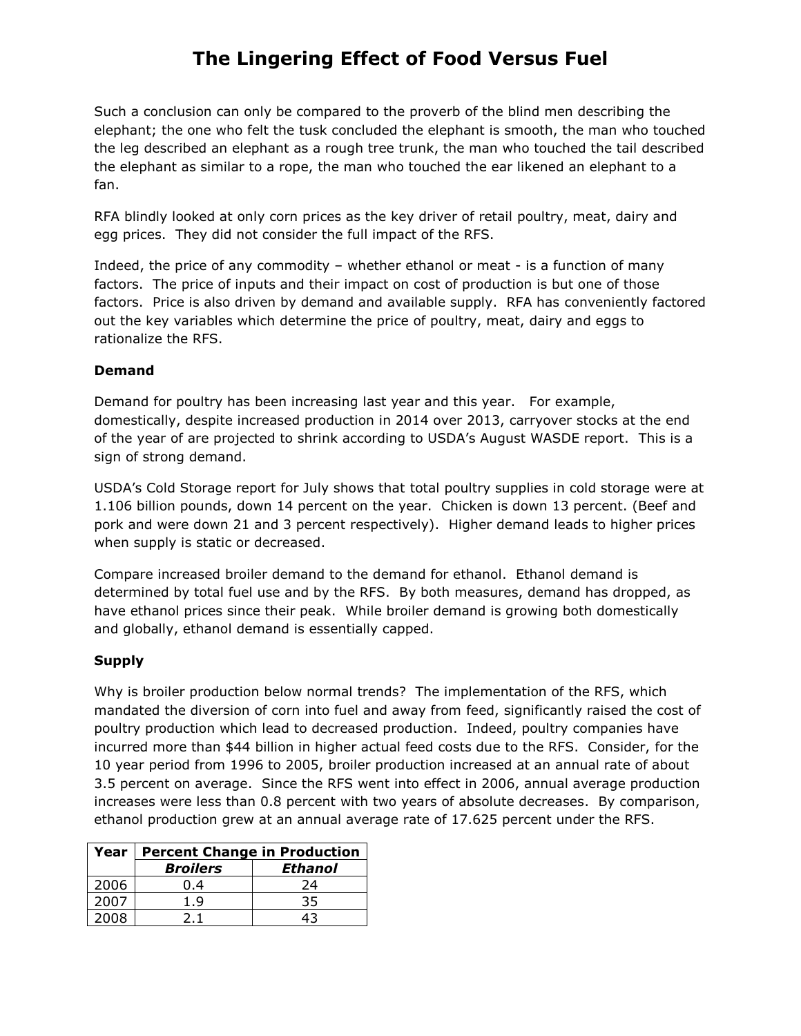# The Lingering Effect of Food Versus Fuel

Such a conclusion can only be compared to the proverb of the blind men describing the elephant; the one who felt the tusk concluded the elephant is smooth, the man who touched the leg described an elephant as a rough tree trunk, the man who touched the tail described the elephant as similar to a rope, the man who touched the ear likened an elephant to a fan.

RFA blindly looked at only corn prices as the key driver of retail poultry, meat, dairy and egg prices. They did not consider the full impact of the RFS.

Indeed, the price of any commodity – whether ethanol or meat - is a function of many factors. The price of inputs and their impact on cost of production is but one of those factors. Price is also driven by demand and available supply. RFA has conveniently factored out the key variables which determine the price of poultry, meat, dairy and eggs to rationalize the RFS.

**Demand**

Demand for poultry has been increasing last year and this year. For example, domestically, despite increased production in 2014 over 2013, carryover stocks at the end of the year of are projected to shrink according to USDA's August WASDE report. This is a sign of strong demand.

USDA's Cold Storage report for July shows that total poultry supplies in cold storage were at 1.106 billion pounds, down 14 percent on the year. Chicken is down 13 percent. (Beef and pork and were down 21 and 3 percent respectively). Higher demand leads to higher prices when supply is static or decreased.

Compare increased broiler demand to the demand for ethanol. Ethanol demand is determined by total fuel use and by the RFS. By both measures, demand has dropped, as have ethanol prices since their peak. While broiler demand is growing both domestically and globally, ethanol demand is essentially capped.

**Supply**

Why is broiler production below normal trends? The implementation of the RFS, which mandated the diversion of corn into fuel and away from feed, significantly raised the cost of poultry production which lead to decreased production. Indeed, poultry companies have incurred more than $44 billion in higher actual feed costs due to the RFS. Consider, for the 10 year period from 1996 to 2005, broiler production increased at an annual rate of about 3.5 percent on average. Since the RFS went into effect in 2006, annual average production increases were less than 0.8 percent with two years of absolute decreases. By comparison, ethanol production grew at an annual average rate of 17.625 percent under the RFS.

| Year | Percent Change in Production | |
|---|---|---|
| | ***Broilers*** | ***Ethanol*** |
| 2006 | 0.4 | 24 |
| 2007 | 1.9 | 35 |
| 2008 | 2.1 | 43 |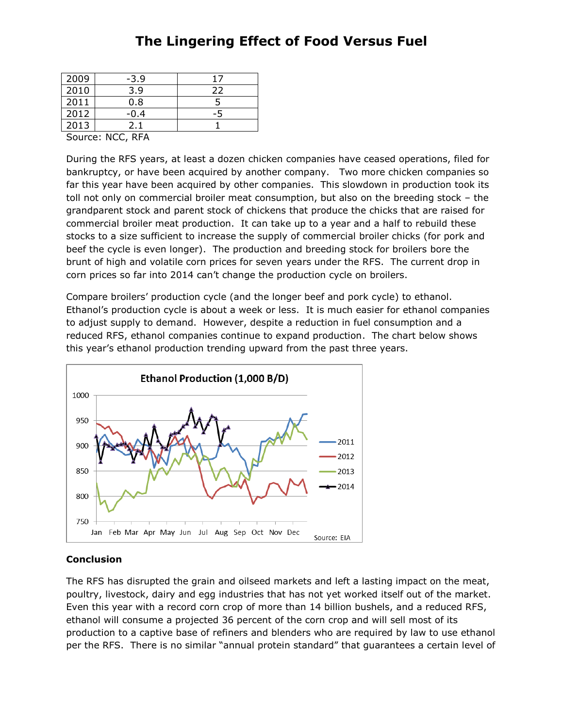| | | |
|---|---|---|
| 2009 | -3.9 | 17 |
| 2010 | 3.9 | 22 |
| 2011 | 0.8 | 5 |
| 2012 | -0.4 | -5 |
| 2013 | 2.1 | 1 |

Source: NCC, RFA

During the RFS years, at least a dozen chicken companies have ceased operations, filed for bankruptcy, or have been acquired by another company. Two more chicken companies so far this year have been acquired by other companies. This slowdown in production took its toll not only on commercial broiler meat consumption, but also on the breeding stock – the grandparent stock and parent stock of chickens that produce the chicks that are raised for commercial broiler meat production. It can take up to a year and a half to rebuild these stocks to a size sufficient to increase the supply of commercial broiler chicks (for pork and beef the cycle is even longer). The production and breeding stock for broilers bore the brunt of high and volatile corn prices for seven years under the RFS. The current drop in corn prices so far into 2014 can't change the production cycle on broilers.

Compare broilers' production cycle (and the longer beef and pork cycle) to ethanol. Ethanol's production cycle is about a week or less. It is much easier for ethanol companies to adjust supply to demand. However, despite a reduction in fuel consumption and a reduced RFS, ethanol companies continue to expand production. The chart below shows this year's ethanol production trending upward from the past three years.

**Conclusion**

The RFS has disrupted the grain and oilseed markets and left a lasting impact on the meat, poultry, livestock, dairy and egg industries that has not yet worked itself out of the market. Even this year with a record corn crop of more than 14 billion bushels, and a reduced RFS, ethanol will consume a projected 36 percent of the corn crop and will sell most of its production to a captive base of refiners and blenders who are required by law to use ethanol per the RFS. There is no similar "annual protein standard" that guarantees a certain level of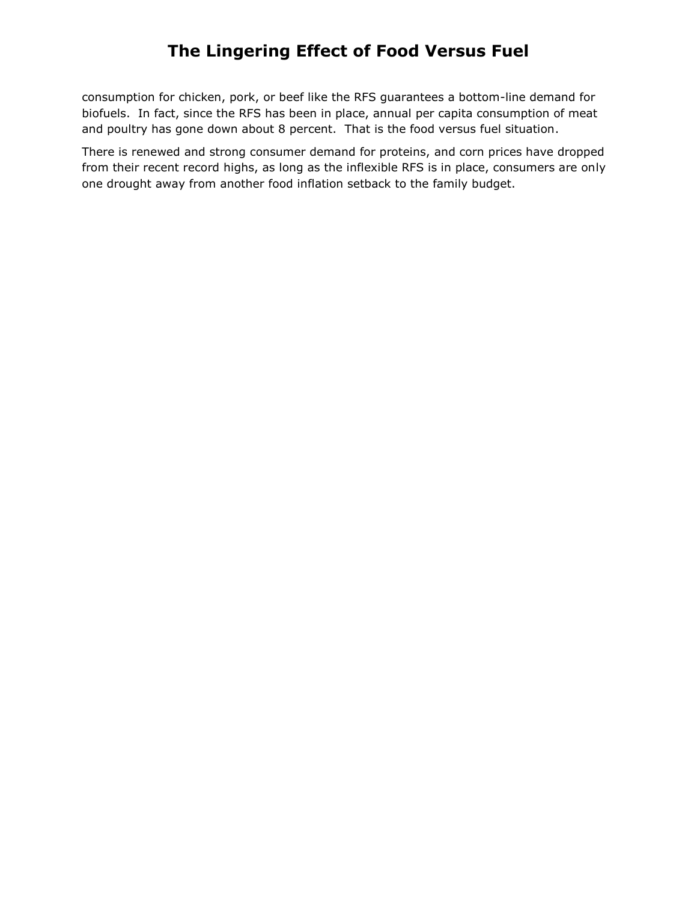consumption for chicken, pork, or beef like the RFS guarantees a bottom-line demand for biofuels. In fact, since the RFS has been in place, annual per capita consumption of meat and poultry has gone down about 8 percent. That is the food versus fuel situation.

There is renewed and strong consumer demand for proteins, and corn prices have dropped from their recent record highs, as long as the inflexible RFS is in place, consumers are only one drought away from another food inflation setback to the family budget.